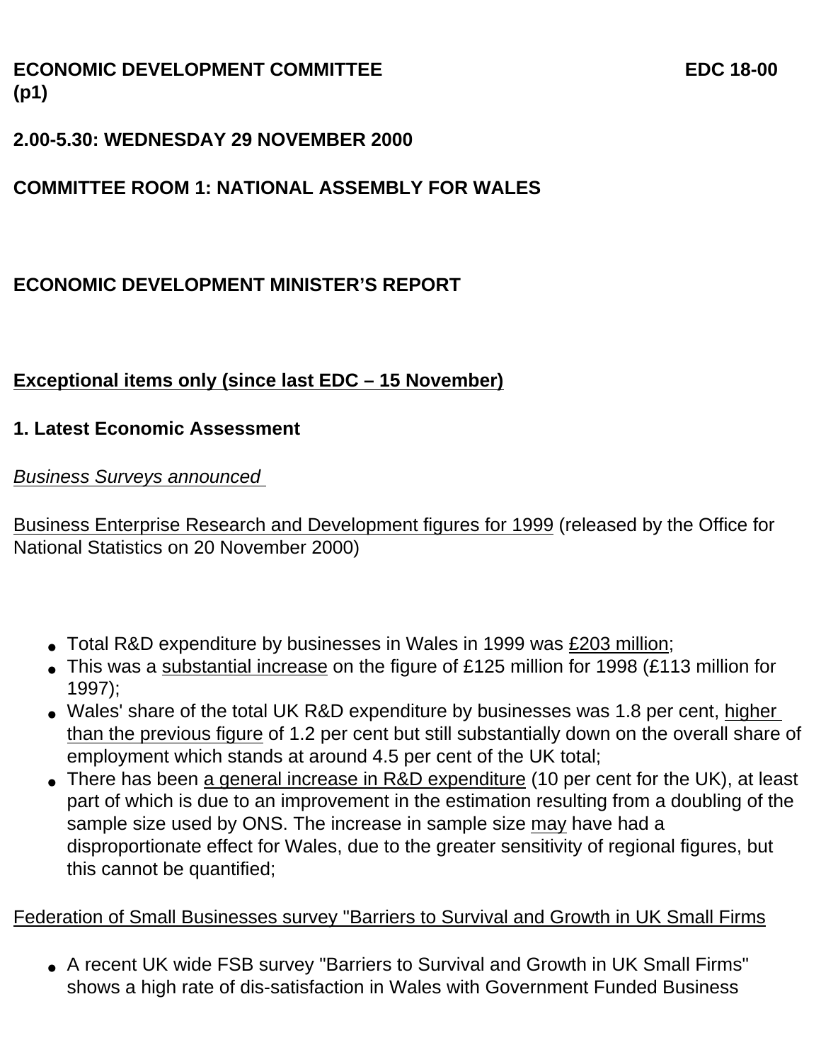**ECONOMIC DEVELOPMENT COMMITTEE EDC 18-00 (p1)**

**2.00-5.30: WEDNESDAY 29 NOVEMBER 2000**

**COMMITTEE ROOM 1: NATIONAL ASSEMBLY FOR WALES**

## ECONOMIC DEVELOPMENT MINISTER'S REPORT

**<u>Exceptional items only (since last EDC – 15 November)</u>**

### 1. Latest Economic Assessment

*<u>Business Surveys announced</u>*

<u>Business Enterprise Research and Development figures for 1999</u> (released by the Office for National Statistics on 20 November 2000)

- Total R&D expenditure by businesses in Wales in 1999 was <u>£203 million</u>;
- This was a <u>substantial increase</u> on the figure of £125 million for 1998 (£113 million for 1997);
- Wales' share of the total UK R&D expenditure by businesses was 1.8 per cent, <u>higher than the previous figure</u> of 1.2 per cent but still substantially down on the overall share of employment which stands at around 4.5 per cent of the UK total;
- There has been <u>a general increase in R&D expenditure</u> (10 per cent for the UK), at least part of which is due to an improvement in the estimation resulting from a doubling of the sample size used by ONS. The increase in sample size <u>may</u> have had a disproportionate effect for Wales, due to the greater sensitivity of regional figures, but this cannot be quantified;

<u>Federation of Small Businesses survey "Barriers to Survival and Growth in UK Small Firms</u>

- A recent UK wide FSB survey "Barriers to Survival and Growth in UK Small Firms" shows a high rate of dis-satisfaction in Wales with Government Funded Business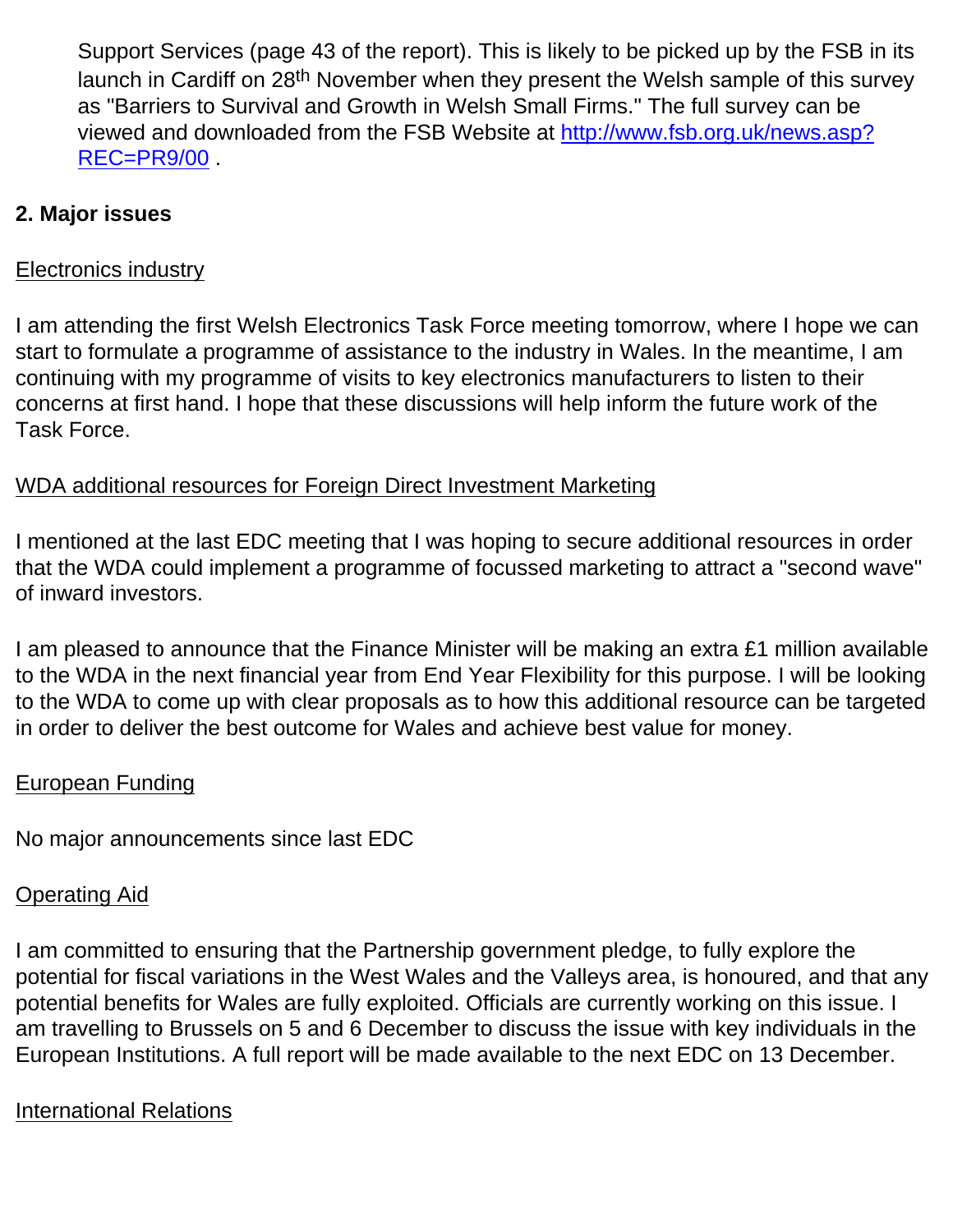Support Services (page 43 of the report). This is likely to be picked up by the FSB in its launch in Cardiff on 28th November when they present the Welsh sample of this survey as "Barriers to Survival and Growth in Welsh Small Firms." The full survey can be viewed and downloaded from the FSB Website at [http://www.fsb.org.uk/news.asp?REC=PR9/00](http://www.fsb.org.uk/news.asp?REC=PR9/00) .

**2. Major issues**

Electronics industry

I am attending the first Welsh Electronics Task Force meeting tomorrow, where I hope we can start to formulate a programme of assistance to the industry in Wales. In the meantime, I am continuing with my programme of visits to key electronics manufacturers to listen to their concerns at first hand. I hope that these discussions will help inform the future work of the Task Force.

WDA additional resources for Foreign Direct Investment Marketing

I mentioned at the last EDC meeting that I was hoping to secure additional resources in order that the WDA could implement a programme of focussed marketing to attract a "second wave" of inward investors.

I am pleased to announce that the Finance Minister will be making an extra £1 million available to the WDA in the next financial year from End Year Flexibility for this purpose. I will be looking to the WDA to come up with clear proposals as to how this additional resource can be targeted in order to deliver the best outcome for Wales and achieve best value for money.

European Funding

No major announcements since last EDC

Operating Aid

I am committed to ensuring that the Partnership government pledge, to fully explore the potential for fiscal variations in the West Wales and the Valleys area, is honoured, and that any potential benefits for Wales are fully exploited. Officials are currently working on this issue. I am travelling to Brussels on 5 and 6 December to discuss the issue with key individuals in the European Institutions. A full report will be made available to the next EDC on 13 December.

International Relations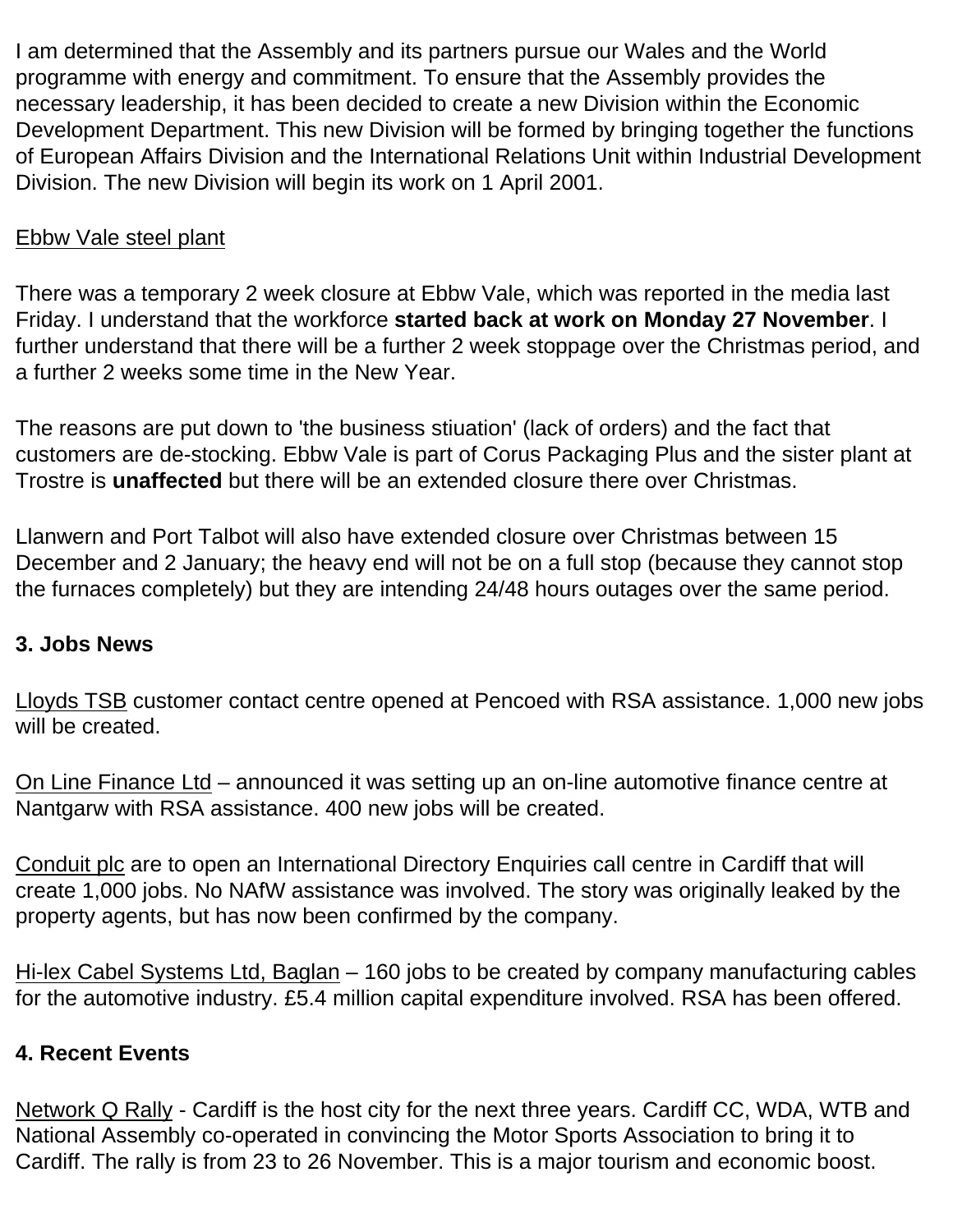I am determined that the Assembly and its partners pursue our Wales and the World programme with energy and commitment. To ensure that the Assembly provides the necessary leadership, it has been decided to create a new Division within the Economic Development Department. This new Division will be formed by bringing together the functions of European Affairs Division and the International Relations Unit within Industrial Development Division. The new Division will begin its work on 1 April 2001.

<u>Ebbw Vale steel plant</u>

There was a temporary 2 week closure at Ebbw Vale, which was reported in the media last Friday. I understand that the workforce **started back at work on Monday 27 November**. I further understand that there will be a further 2 week stoppage over the Christmas period, and a further 2 weeks some time in the New Year.

The reasons are put down to 'the business stiuation' (lack of orders) and the fact that customers are de-stocking. Ebbw Vale is part of Corus Packaging Plus and the sister plant at Trostre is **unaffected** but there will be an extended closure there over Christmas.

Llanwern and Port Talbot will also have extended closure over Christmas between 15 December and 2 January; the heavy end will not be on a full stop (because they cannot stop the furnaces completely) but they are intending 24/48 hours outages over the same period.

### 3. Jobs News

<u>Lloyds TSB</u> customer contact centre opened at Pencoed with RSA assistance. 1,000 new jobs will be created.

<u>On Line Finance Ltd</u> – announced it was setting up an on-line automotive finance centre at Nantgarw with RSA assistance. 400 new jobs will be created.

<u>Conduit plc</u> are to open an International Directory Enquiries call centre in Cardiff that will create 1,000 jobs. No NAfW assistance was involved. The story was originally leaked by the property agents, but has now been confirmed by the company.

<u>Hi-lex Cabel Systems Ltd, Baglan</u> – 160 jobs to be created by company manufacturing cables for the automotive industry. £5.4 million capital expenditure involved. RSA has been offered.

### 4. Recent Events

<u>Network Q Rally</u> - Cardiff is the host city for the next three years. Cardiff CC, WDA, WTB and National Assembly co-operated in convincing the Motor Sports Association to bring it to Cardiff. The rally is from 23 to 26 November. This is a major tourism and economic boost.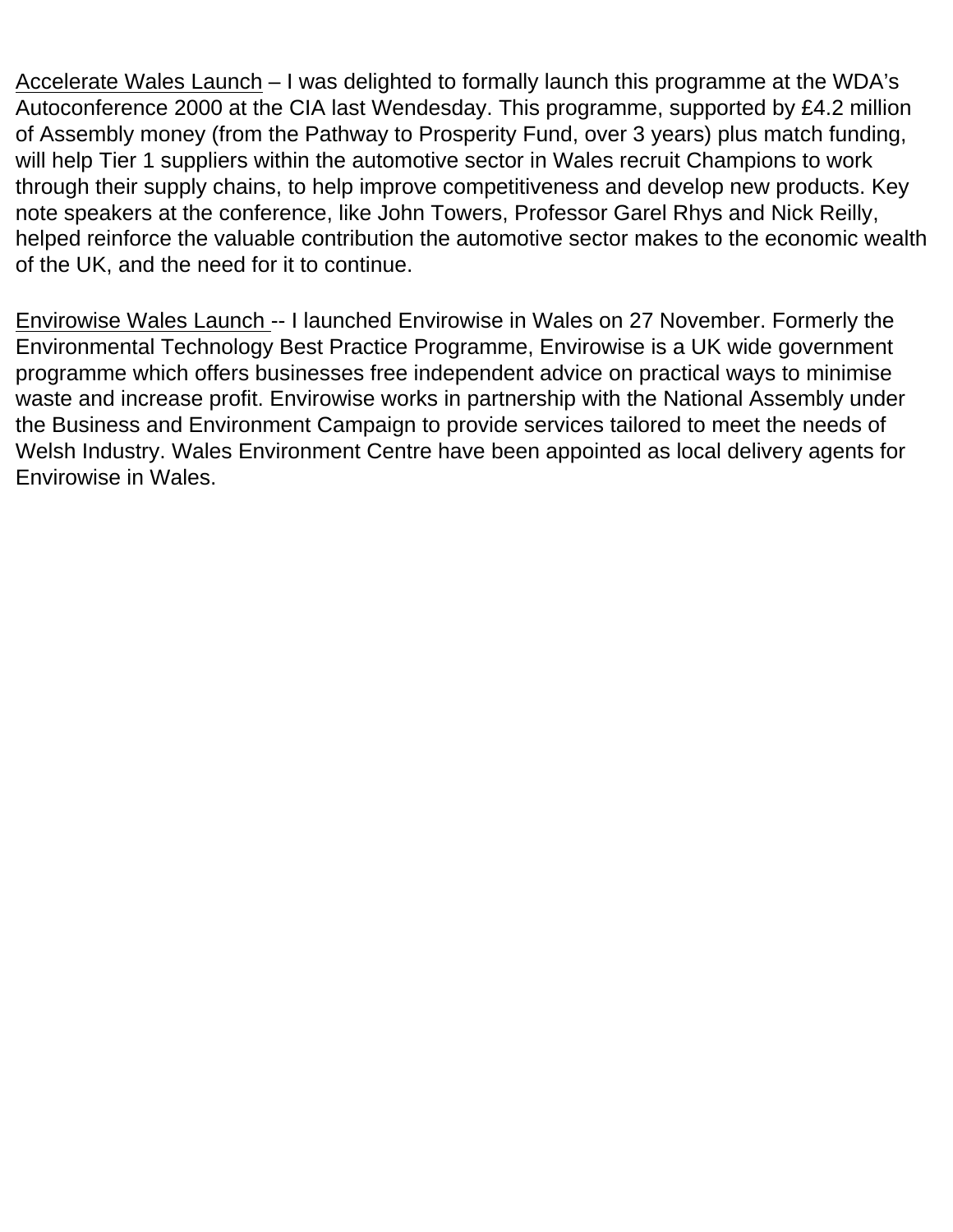<u>Accelerate Wales Launch</u> – I was delighted to formally launch this programme at the WDA's Autoconference 2000 at the CIA last Wendesday. This programme, supported by £4.2 million of Assembly money (from the Pathway to Prosperity Fund, over 3 years) plus match funding, will help Tier 1 suppliers within the automotive sector in Wales recruit Champions to work through their supply chains, to help improve competitiveness and develop new products. Key note speakers at the conference, like John Towers, Professor Garel Rhys and Nick Reilly, helped reinforce the valuable contribution the automotive sector makes to the economic wealth of the UK, and the need for it to continue.

<u>Envirowise Wales Launch</u> -- I launched Envirowise in Wales on 27 November. Formerly the Environmental Technology Best Practice Programme, Envirowise is a UK wide government programme which offers businesses free independent advice on practical ways to minimise waste and increase profit. Envirowise works in partnership with the National Assembly under the Business and Environment Campaign to provide services tailored to meet the needs of Welsh Industry. Wales Environment Centre have been appointed as local delivery agents for Envirowise in Wales.